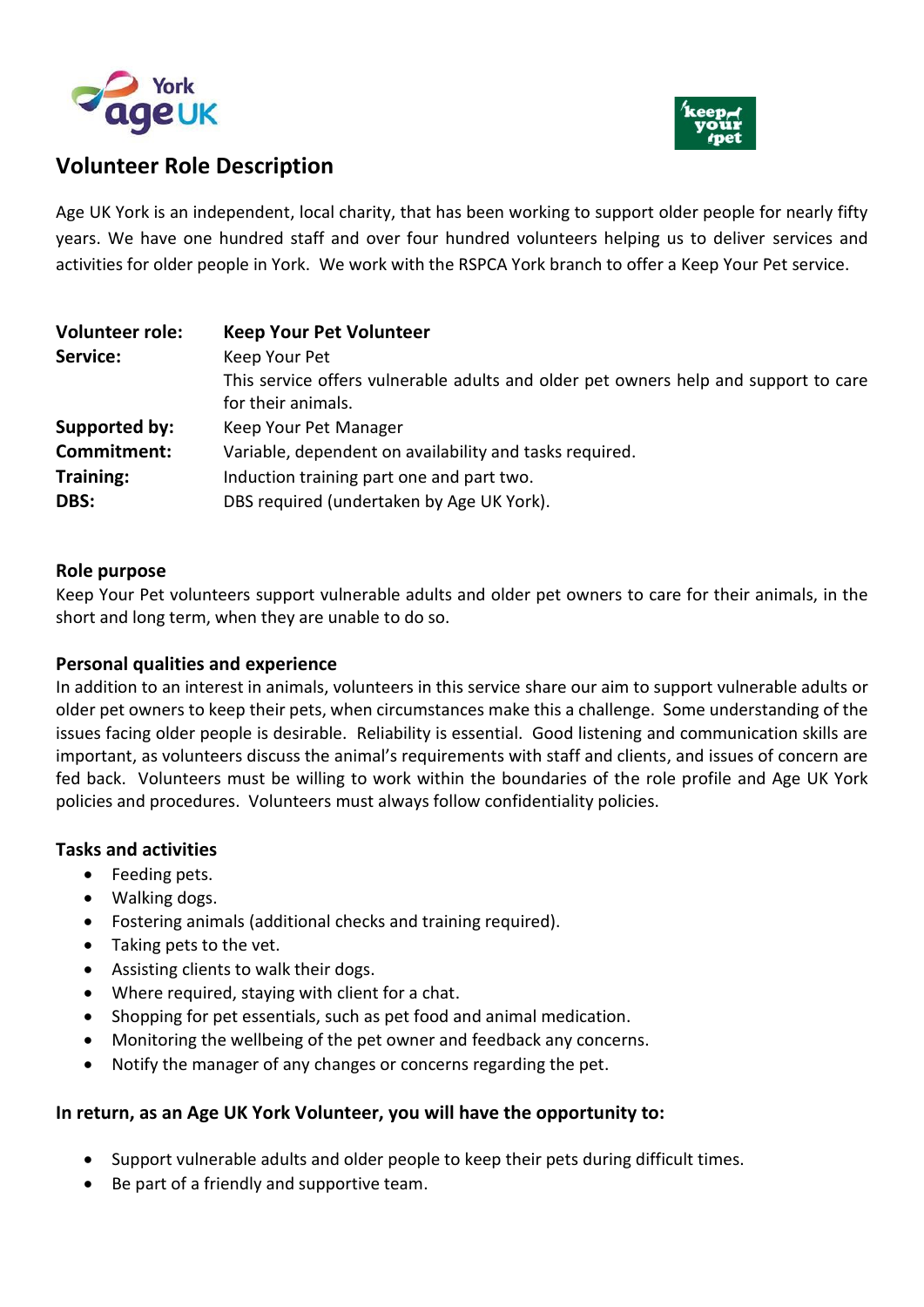# Volunteer Role Description

Age UK York is an independent, local charity, that has been working to support older people for nearly fifty years. We have one hundred staff and over four hundred volunteers helping us to deliver services and activities for older people in York. We work with the RSPCA York branch to offer a Keep Your Pet service.

| | |
|---|---|
| **Volunteer role:** | **Keep Your Pet Volunteer** |
| **Service:** | Keep Your Pet<br>This service offers vulnerable adults and older pet owners help and support to care for their animals. |
| **Supported by:** | Keep Your Pet Manager |
| **Commitment:** | Variable, dependent on availability and tasks required. |
| **Training:** | Induction training part one and part two. |
| **DBS:** | DBS required (undertaken by Age UK York). |

### Role purpose

Keep Your Pet volunteers support vulnerable adults and older pet owners to care for their animals, in the short and long term, when they are unable to do so.

### Personal qualities and experience

In addition to an interest in animals, volunteers in this service share our aim to support vulnerable adults or older pet owners to keep their pets, when circumstances make this a challenge. Some understanding of the issues facing older people is desirable. Reliability is essential. Good listening and communication skills are important, as volunteers discuss the animal's requirements with staff and clients, and issues of concern are fed back. Volunteers must be willing to work within the boundaries of the role profile and Age UK York policies and procedures. Volunteers must always follow confidentiality policies.

### Tasks and activities

- Feeding pets.
- Walking dogs.
- Fostering animals (additional checks and training required).
- Taking pets to the vet.
- Assisting clients to walk their dogs.
- Where required, staying with client for a chat.
- Shopping for pet essentials, such as pet food and animal medication.
- Monitoring the wellbeing of the pet owner and feedback any concerns.
- Notify the manager of any changes or concerns regarding the pet.

### In return, as an Age UK York Volunteer, you will have the opportunity to:

- Support vulnerable adults and older people to keep their pets during difficult times.
- Be part of a friendly and supportive team.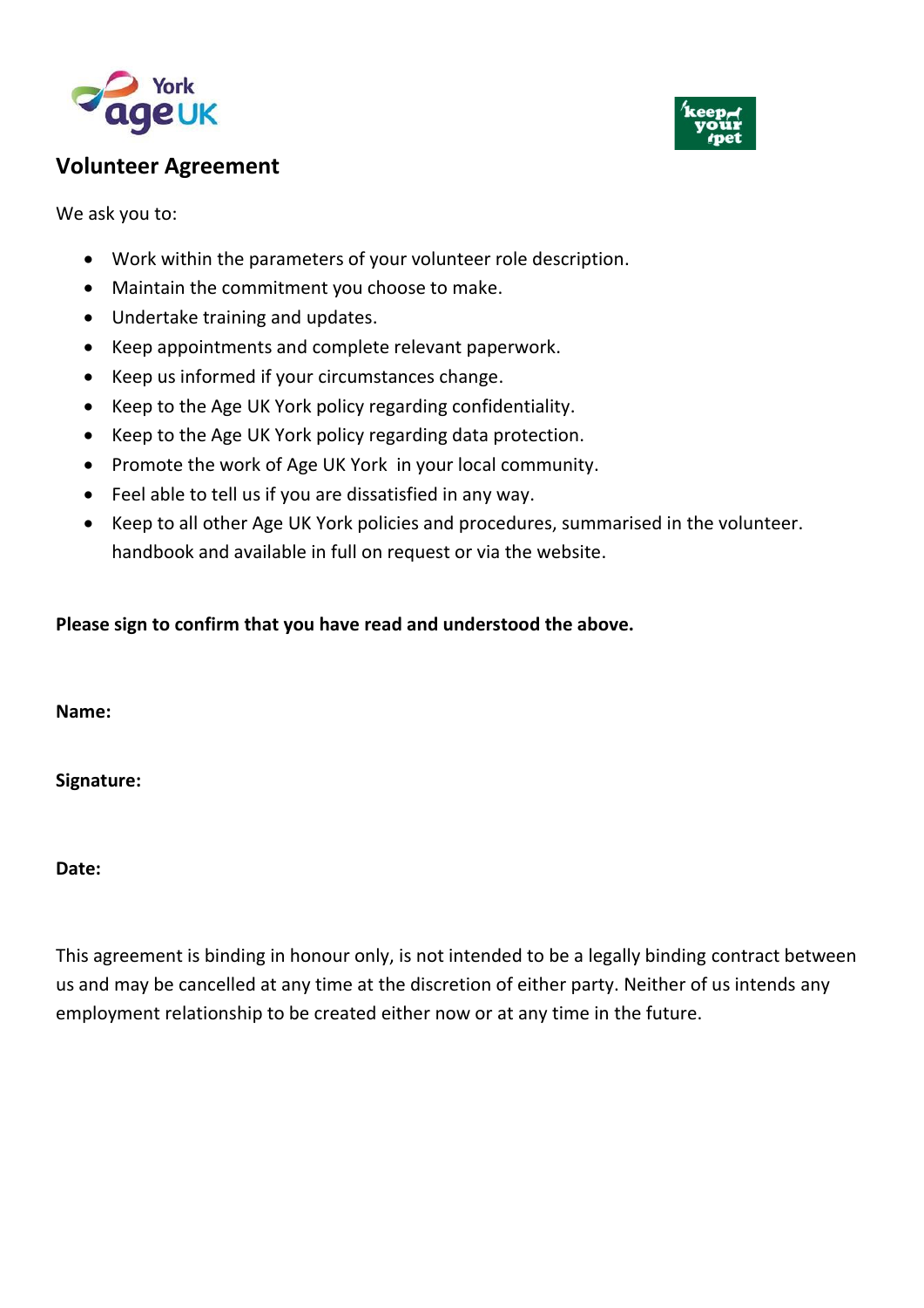## Volunteer Agreement

We ask you to:

- Work within the parameters of your volunteer role description.
- Maintain the commitment you choose to make.
- Undertake training and updates.
- Keep appointments and complete relevant paperwork.
- Keep us informed if your circumstances change.
- Keep to the Age UK York policy regarding confidentiality.
- Keep to the Age UK York policy regarding data protection.
- Promote the work of Age UK York in your local community.
- Feel able to tell us if you are dissatisfied in any way.
- Keep to all other Age UK York policies and procedures, summarised in the volunteer. handbook and available in full on request or via the website.

**Please sign to confirm that you have read and understood the above.**

**Name:**

**Signature:**

**Date:**

This agreement is binding in honour only, is not intended to be a legally binding contract between us and may be cancelled at any time at the discretion of either party. Neither of us intends any employment relationship to be created either now or at any time in the future.